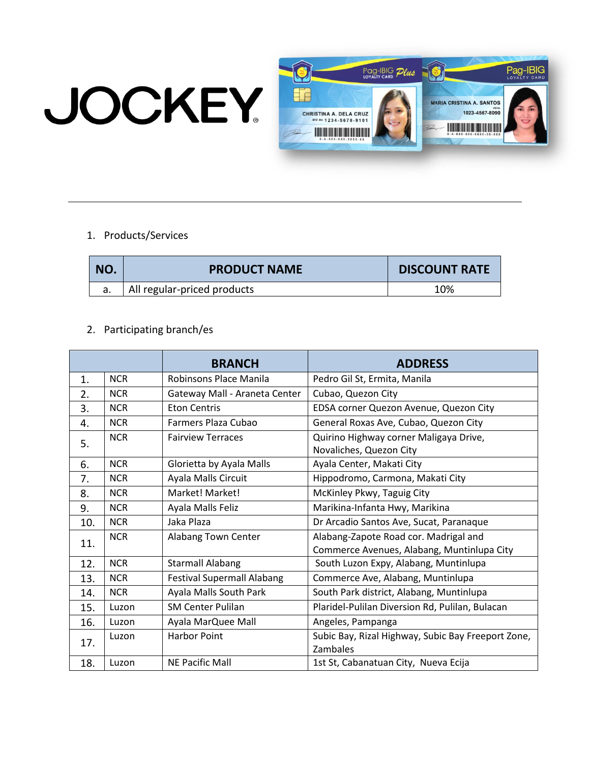JOCKEY

1. Products/Services

| NO. | PRODUCT NAME | DISCOUNT RATE |
| --- | --- | --- |
| a. | All regular-priced products | 10% |

2. Participating branch/es

| | | BRANCH | ADDRESS |
| --- | --- | --- | --- |
| 1. | NCR | Robinsons Place Manila | Pedro Gil St, Ermita, Manila |
| 2. | NCR | Gateway Mall - Araneta Center | Cubao, Quezon City |
| 3. | NCR | Eton Centris | EDSA corner Quezon Avenue, Quezon City |
| 4. | NCR | Farmers Plaza Cubao | General Roxas Ave, Cubao, Quezon City |
| 5. | NCR | Fairview Terraces | Quirino Highway corner Maligaya Drive, Novaliches, Quezon City |
| 6. | NCR | Glorietta by Ayala Malls | Ayala Center, Makati City |
| 7. | NCR | Ayala Malls Circuit | Hippodromo, Carmona, Makati City |
| 8. | NCR | Market! Market! | McKinley Pkwy, Taguig City |
| 9. | NCR | Ayala Malls Feliz | Marikina-Infanta Hwy, Marikina |
| 10. | NCR | Jaka Plaza | Dr Arcadio Santos Ave, Sucat, Paranaque |
| 11. | NCR | Alabang Town Center | Alabang-Zapote Road cor. Madrigal and Commerce Avenues, Alabang, Muntinlupa City |
| 12. | NCR | Starmall Alabang | South Luzon Expy, Alabang, Muntinlupa |
| 13. | NCR | Festival Supermall Alabang | Commerce Ave, Alabang, Muntinlupa |
| 14. | NCR | Ayala Malls South Park | South Park district, Alabang, Muntinlupa |
| 15. | Luzon | SM Center Pulilan | Plaridel-Pulilan Diversion Rd, Pulilan, Bulacan |
| 16. | Luzon | Ayala MarQuee Mall | Angeles, Pampanga |
| 17. | Luzon | Harbor Point | Subic Bay, Rizal Highway, Subic Bay Freeport Zone, Zambales |
| 18. | Luzon | NE Pacific Mall | 1st St, Cabanatuan City, Nueva Ecija |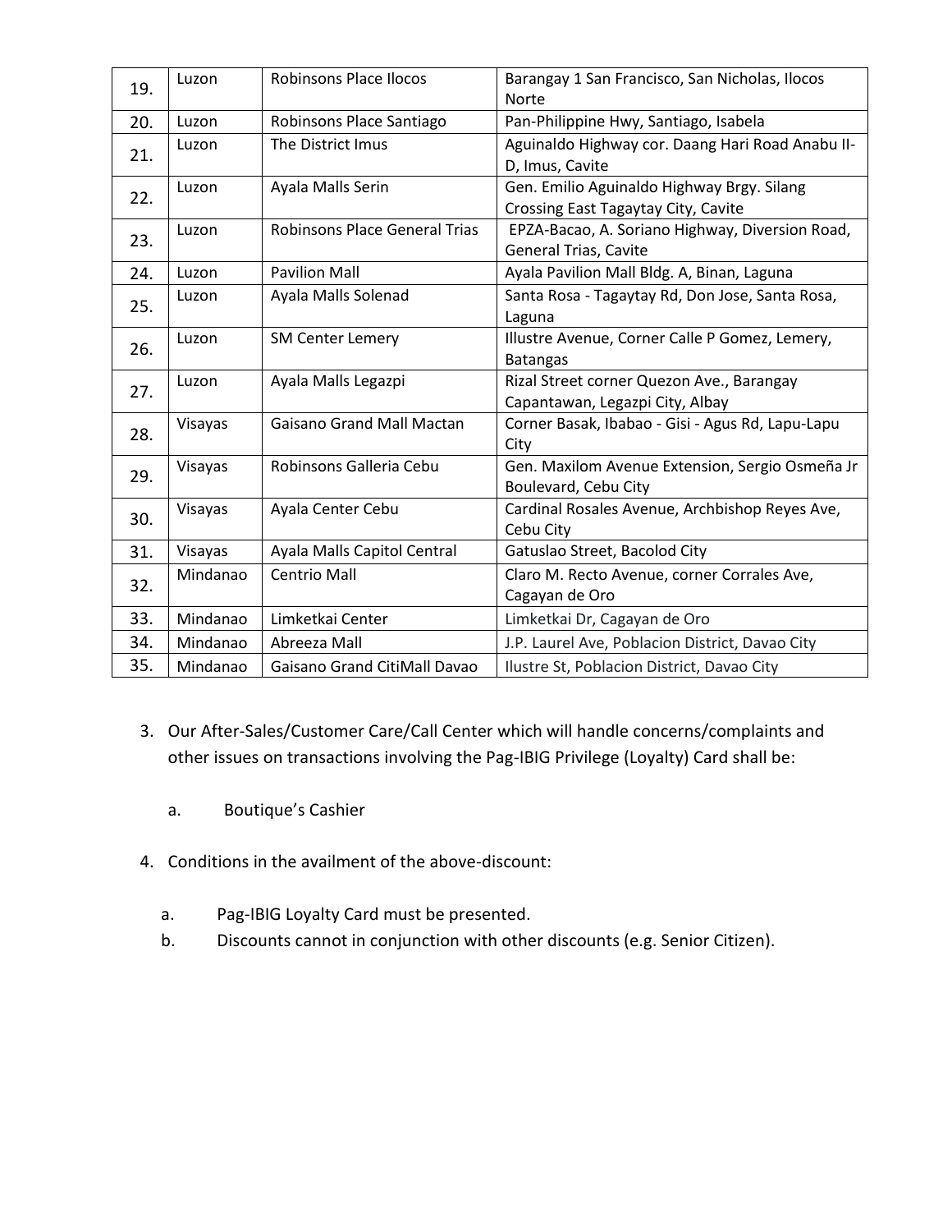| | | | |
|---|---|---|---|
| 19. | Luzon | Robinsons Place Ilocos | Barangay 1 San Francisco, San Nicholas, Ilocos Norte |
| 20. | Luzon | Robinsons Place Santiago | Pan-Philippine Hwy, Santiago, Isabela |
| 21. | Luzon | The District Imus | Aguinaldo Highway cor. Daang Hari Road Anabu II-D, Imus, Cavite |
| 22. | Luzon | Ayala Malls Serin | Gen. Emilio Aguinaldo Highway Brgy. Silang Crossing East Tagaytay City, Cavite |
| 23. | Luzon | Robinsons Place General Trias | EPZA-Bacao, A. Soriano Highway, Diversion Road, General Trias, Cavite |
| 24. | Luzon | Pavilion Mall | Ayala Pavilion Mall Bldg. A, Binan, Laguna |
| 25. | Luzon | Ayala Malls Solenad | Santa Rosa - Tagaytay Rd, Don Jose, Santa Rosa, Laguna |
| 26. | Luzon | SM Center Lemery | Illustre Avenue, Corner Calle P Gomez, Lemery, Batangas |
| 27. | Luzon | Ayala Malls Legazpi | Rizal Street corner Quezon Ave., Barangay Capantawan, Legazpi City, Albay |
| 28. | Visayas | Gaisano Grand Mall Mactan | Corner Basak, Ibabao - Gisi - Agus Rd, Lapu-Lapu City |
| 29. | Visayas | Robinsons Galleria Cebu | Gen. Maxilom Avenue Extension, Sergio Osmeña Jr Boulevard, Cebu City |
| 30. | Visayas | Ayala Center Cebu | Cardinal Rosales Avenue, Archbishop Reyes Ave, Cebu City |
| 31. | Visayas | Ayala Malls Capitol Central | Gatuslao Street, Bacolod City |
| 32. | Mindanao | Centrio Mall | Claro M. Recto Avenue, corner Corrales Ave, Cagayan de Oro |
| 33. | Mindanao | Limketkai Center | Limketkai Dr, Cagayan de Oro |
| 34. | Mindanao | Abreeza Mall | J.P. Laurel Ave, Poblacion District, Davao City |
| 35. | Mindanao | Gaisano Grand CitiMall Davao | Ilustre St, Poblacion District, Davao City |

3. Our After-Sales/Customer Care/Call Center which will handle concerns/complaints and other issues on transactions involving the Pag-IBIG Privilege (Loyalty) Card shall be:

   a. Boutique's Cashier

4. Conditions in the availment of the above-discount:

   a. Pag-IBIG Loyalty Card must be presented.
   b. Discounts cannot in conjunction with other discounts (e.g. Senior Citizen).